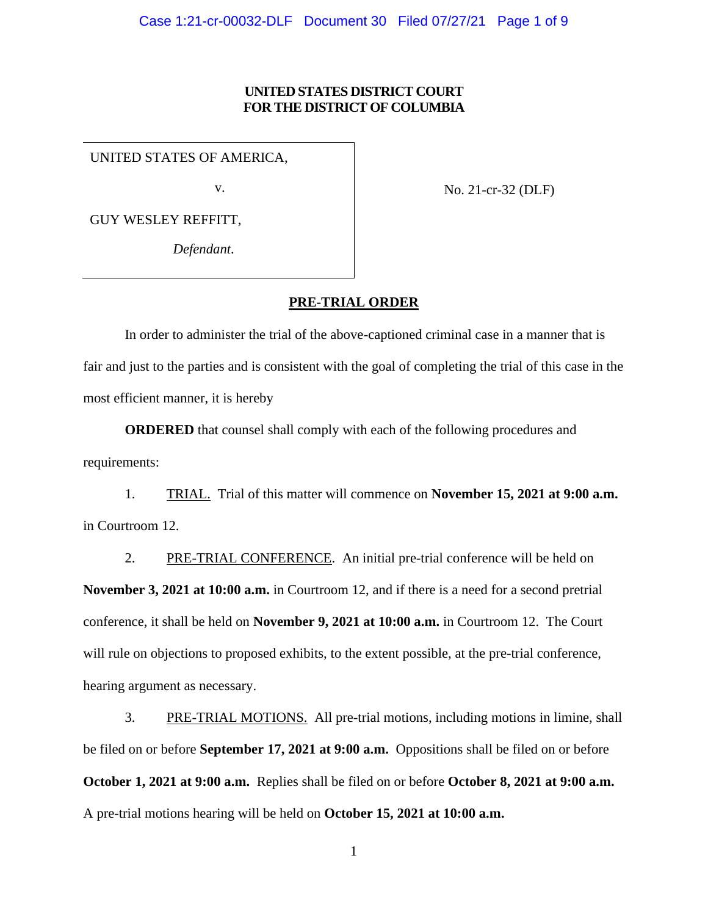**UNITED STATES DISTRICT COURT**
**FOR THE DISTRICT OF COLUMBIA**

UNITED STATES OF AMERICA,

v.

GUY WESLEY REFFITT,

*Defendant*.

No. 21-cr-32 (DLF)

**PRE-TRIAL ORDER**

In order to administer the trial of the above-captioned criminal case in a manner that is fair and just to the parties and is consistent with the goal of completing the trial of this case in the most efficient manner, it is hereby

**ORDERED** that counsel shall comply with each of the following procedures and requirements:

1. TRIAL. Trial of this matter will commence on **November 15, 2021 at 9:00 a.m.** in Courtroom 12.

2. PRE-TRIAL CONFERENCE. An initial pre-trial conference will be held on **November 3, 2021 at 10:00 a.m.** in Courtroom 12, and if there is a need for a second pretrial conference, it shall be held on **November 9, 2021 at 10:00 a.m.** in Courtroom 12. The Court will rule on objections to proposed exhibits, to the extent possible, at the pre-trial conference, hearing argument as necessary.

3. PRE-TRIAL MOTIONS. All pre-trial motions, including motions in limine, shall be filed on or before **September 17, 2021 at 9:00 a.m.** Oppositions shall be filed on or before **October 1, 2021 at 9:00 a.m.** Replies shall be filed on or before **October 8, 2021 at 9:00 a.m.** A pre-trial motions hearing will be held on **October 15, 2021 at 10:00 a.m.**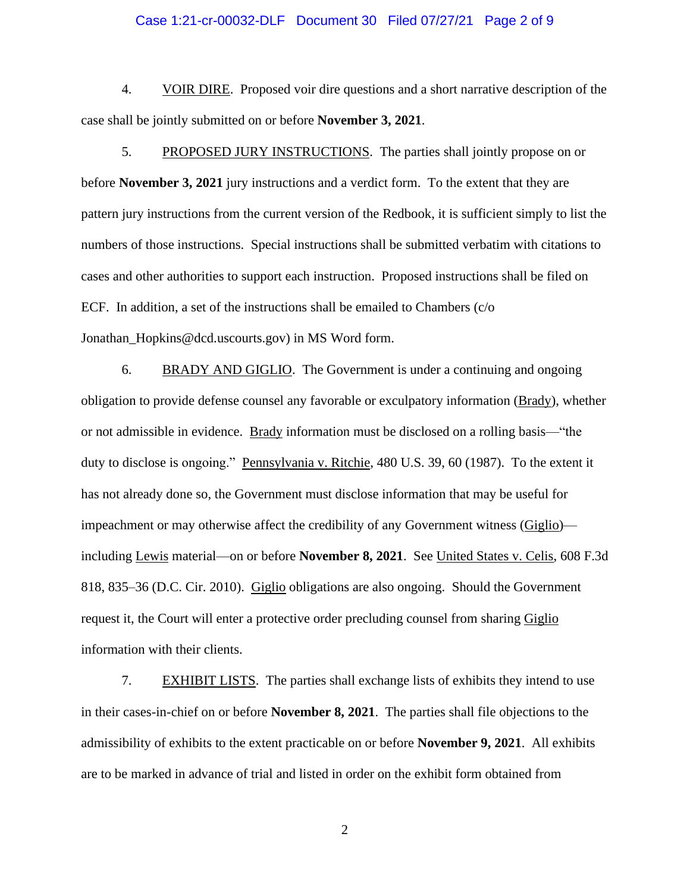4. VOIR DIRE. Proposed voir dire questions and a short narrative description of the case shall be jointly submitted on or before **November 3, 2021**.

5. PROPOSED JURY INSTRUCTIONS. The parties shall jointly propose on or before **November 3, 2021** jury instructions and a verdict form. To the extent that they are pattern jury instructions from the current version of the Redbook, it is sufficient simply to list the numbers of those instructions. Special instructions shall be submitted verbatim with citations to cases and other authorities to support each instruction. Proposed instructions shall be filed on ECF. In addition, a set of the instructions shall be emailed to Chambers (c/o Jonathan_Hopkins@dcd.uscourts.gov) in MS Word form.

6. BRADY AND GIGLIO. The Government is under a continuing and ongoing obligation to provide defense counsel any favorable or exculpatory information (Brady), whether or not admissible in evidence. Brady information must be disclosed on a rolling basis—"the duty to disclose is ongoing." Pennsylvania v. Ritchie, 480 U.S. 39, 60 (1987). To the extent it has not already done so, the Government must disclose information that may be useful for impeachment or may otherwise affect the credibility of any Government witness (Giglio)—including Lewis material—on or before **November 8, 2021**. See United States v. Celis, 608 F.3d 818, 835–36 (D.C. Cir. 2010). Giglio obligations are also ongoing. Should the Government request it, the Court will enter a protective order precluding counsel from sharing Giglio information with their clients.

7. EXHIBIT LISTS. The parties shall exchange lists of exhibits they intend to use in their cases-in-chief on or before **November 8, 2021**. The parties shall file objections to the admissibility of exhibits to the extent practicable on or before **November 9, 2021**. All exhibits are to be marked in advance of trial and listed in order on the exhibit form obtained from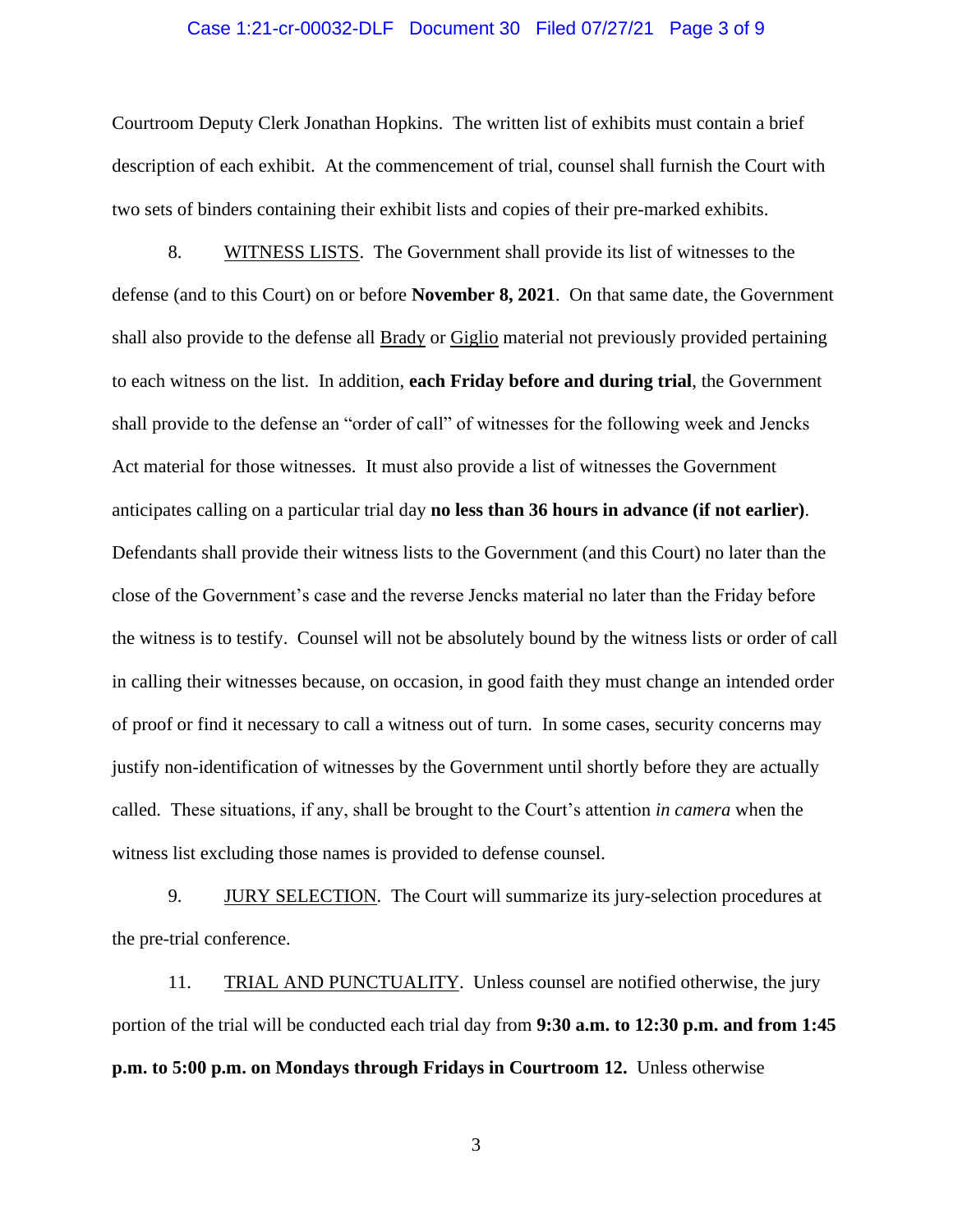Courtroom Deputy Clerk Jonathan Hopkins. The written list of exhibits must contain a brief description of each exhibit. At the commencement of trial, counsel shall furnish the Court with two sets of binders containing their exhibit lists and copies of their pre-marked exhibits.

8. WITNESS LISTS. The Government shall provide its list of witnesses to the defense (and to this Court) on or before **November 8, 2021**. On that same date, the Government shall also provide to the defense all Brady or Giglio material not previously provided pertaining to each witness on the list. In addition, **each Friday before and during trial**, the Government shall provide to the defense an "order of call" of witnesses for the following week and Jencks Act material for those witnesses. It must also provide a list of witnesses the Government anticipates calling on a particular trial day **no less than 36 hours in advance (if not earlier)**. Defendants shall provide their witness lists to the Government (and this Court) no later than the close of the Government's case and the reverse Jencks material no later than the Friday before the witness is to testify. Counsel will not be absolutely bound by the witness lists or order of call in calling their witnesses because, on occasion, in good faith they must change an intended order of proof or find it necessary to call a witness out of turn. In some cases, security concerns may justify non-identification of witnesses by the Government until shortly before they are actually called. These situations, if any, shall be brought to the Court's attention *in camera* when the witness list excluding those names is provided to defense counsel.

9. JURY SELECTION. The Court will summarize its jury-selection procedures at the pre-trial conference.

11. TRIAL AND PUNCTUALITY. Unless counsel are notified otherwise, the jury portion of the trial will be conducted each trial day from **9:30 a.m. to 12:30 p.m. and from 1:45 p.m. to 5:00 p.m. on Mondays through Fridays in Courtroom 12.** Unless otherwise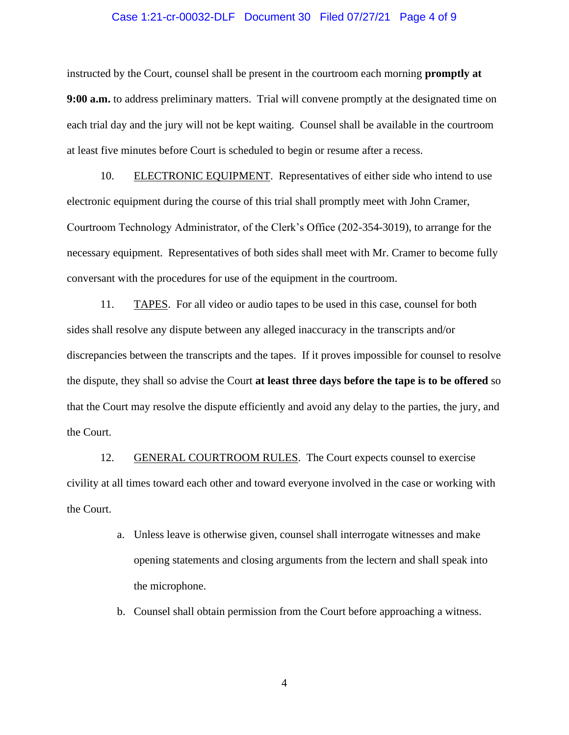instructed by the Court, counsel shall be present in the courtroom each morning **promptly at 9:00 a.m.** to address preliminary matters. Trial will convene promptly at the designated time on each trial day and the jury will not be kept waiting. Counsel shall be available in the courtroom at least five minutes before Court is scheduled to begin or resume after a recess.

10. ELECTRONIC EQUIPMENT. Representatives of either side who intend to use electronic equipment during the course of this trial shall promptly meet with John Cramer, Courtroom Technology Administrator, of the Clerk's Office (202-354-3019), to arrange for the necessary equipment. Representatives of both sides shall meet with Mr. Cramer to become fully conversant with the procedures for use of the equipment in the courtroom.

11. TAPES. For all video or audio tapes to be used in this case, counsel for both sides shall resolve any dispute between any alleged inaccuracy in the transcripts and/or discrepancies between the transcripts and the tapes. If it proves impossible for counsel to resolve the dispute, they shall so advise the Court **at least three days before the tape is to be offered** so that the Court may resolve the dispute efficiently and avoid any delay to the parties, the jury, and the Court.

12. GENERAL COURTROOM RULES. The Court expects counsel to exercise civility at all times toward each other and toward everyone involved in the case or working with the Court.

a. Unless leave is otherwise given, counsel shall interrogate witnesses and make opening statements and closing arguments from the lectern and shall speak into the microphone.

b. Counsel shall obtain permission from the Court before approaching a witness.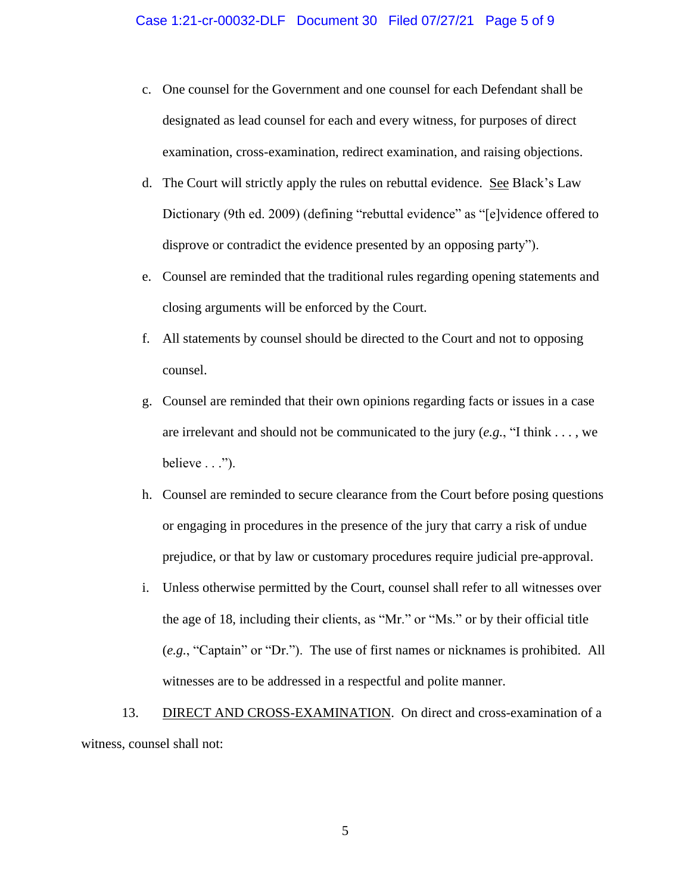c. One counsel for the Government and one counsel for each Defendant shall be designated as lead counsel for each and every witness, for purposes of direct examination, cross-examination, redirect examination, and raising objections.

d. The Court will strictly apply the rules on rebuttal evidence. See Black's Law Dictionary (9th ed. 2009) (defining "rebuttal evidence" as "[e]vidence offered to disprove or contradict the evidence presented by an opposing party").

e. Counsel are reminded that the traditional rules regarding opening statements and closing arguments will be enforced by the Court.

f. All statements by counsel should be directed to the Court and not to opposing counsel.

g. Counsel are reminded that their own opinions regarding facts or issues in a case are irrelevant and should not be communicated to the jury (*e.g.*, "I think . . . , we believe . . .").

h. Counsel are reminded to secure clearance from the Court before posing questions or engaging in procedures in the presence of the jury that carry a risk of undue prejudice, or that by law or customary procedures require judicial pre-approval.

i. Unless otherwise permitted by the Court, counsel shall refer to all witnesses over the age of 18, including their clients, as "Mr." or "Ms." or by their official title (*e.g.*, "Captain" or "Dr."). The use of first names or nicknames is prohibited. All witnesses are to be addressed in a respectful and polite manner.

13. DIRECT AND CROSS-EXAMINATION. On direct and cross-examination of a witness, counsel shall not: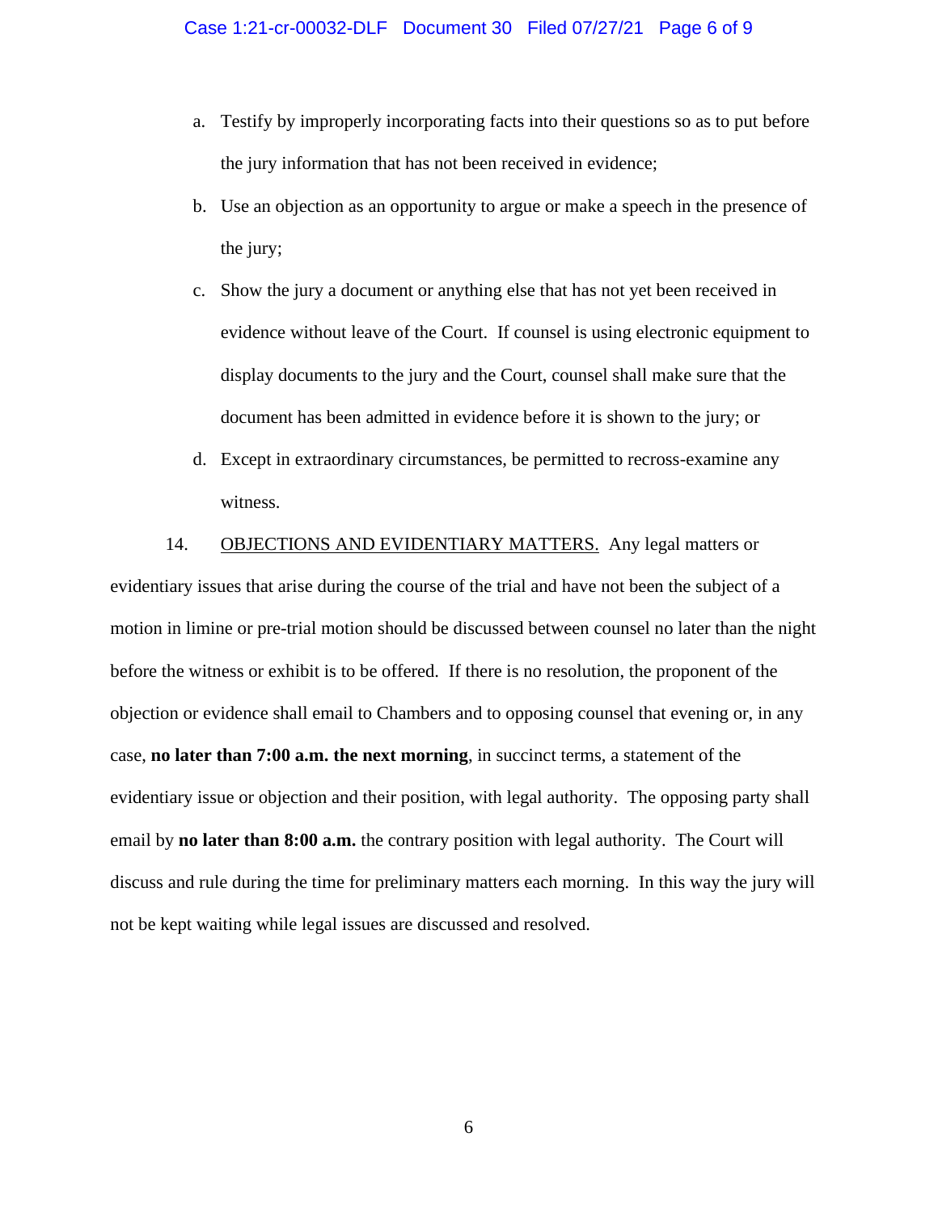a. Testify by improperly incorporating facts into their questions so as to put before the jury information that has not been received in evidence;

b. Use an objection as an opportunity to argue or make a speech in the presence of the jury;

c. Show the jury a document or anything else that has not yet been received in evidence without leave of the Court. If counsel is using electronic equipment to display documents to the jury and the Court, counsel shall make sure that the document has been admitted in evidence before it is shown to the jury; or

d. Except in extraordinary circumstances, be permitted to recross-examine any witness.

14. OBJECTIONS AND EVIDENTIARY MATTERS. Any legal matters or evidentiary issues that arise during the course of the trial and have not been the subject of a motion in limine or pre-trial motion should be discussed between counsel no later than the night before the witness or exhibit is to be offered. If there is no resolution, the proponent of the objection or evidence shall email to Chambers and to opposing counsel that evening or, in any case, **no later than 7:00 a.m. the next morning**, in succinct terms, a statement of the evidentiary issue or objection and their position, with legal authority. The opposing party shall email by **no later than 8:00 a.m.** the contrary position with legal authority. The Court will discuss and rule during the time for preliminary matters each morning. In this way the jury will not be kept waiting while legal issues are discussed and resolved.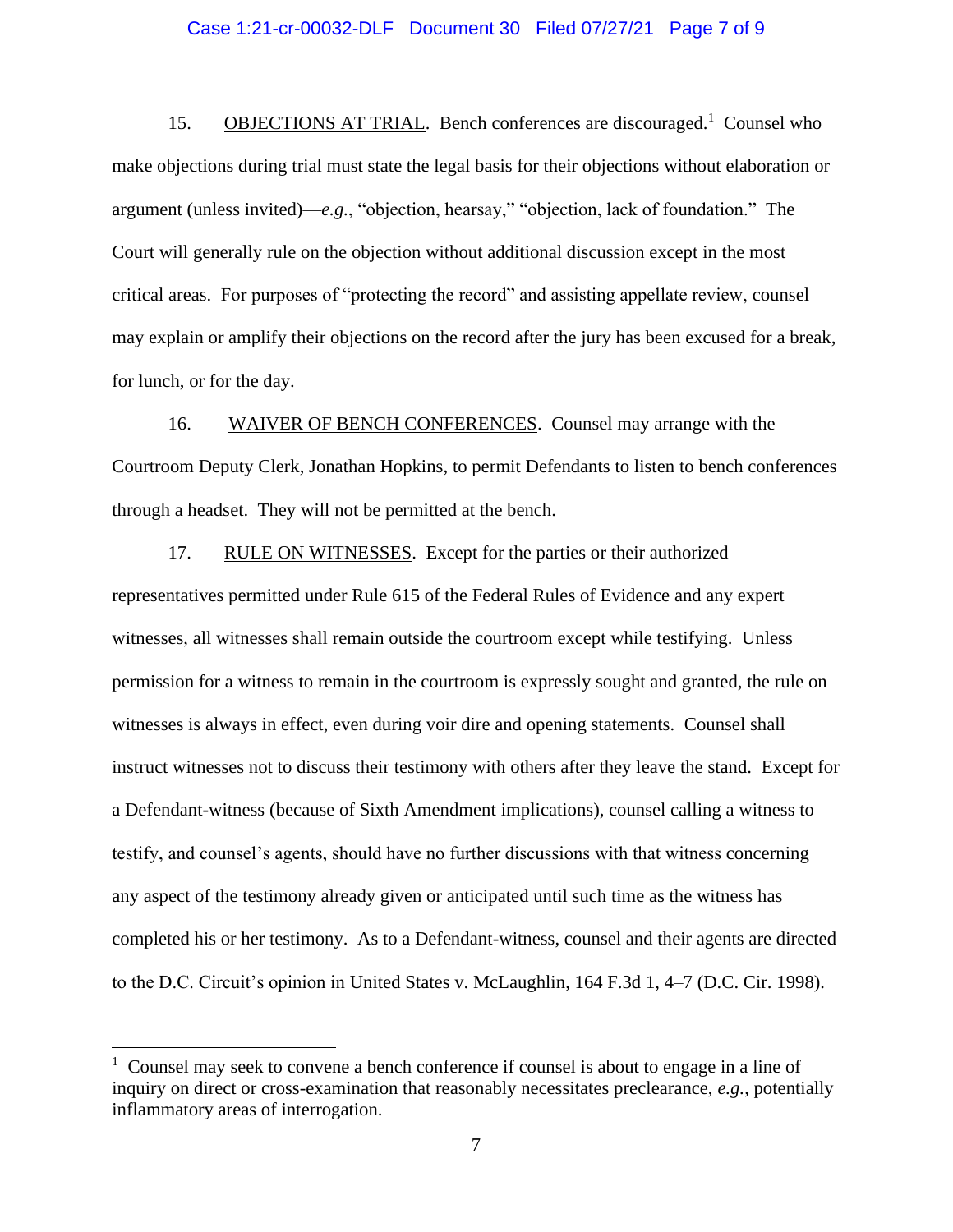15. OBJECTIONS AT TRIAL. Bench conferences are discouraged.[1] Counsel who make objections during trial must state the legal basis for their objections without elaboration or argument (unless invited)—*e.g.*, "objection, hearsay," "objection, lack of foundation." The Court will generally rule on the objection without additional discussion except in the most critical areas. For purposes of "protecting the record" and assisting appellate review, counsel may explain or amplify their objections on the record after the jury has been excused for a break, for lunch, or for the day.

16. WAIVER OF BENCH CONFERENCES. Counsel may arrange with the Courtroom Deputy Clerk, Jonathan Hopkins, to permit Defendants to listen to bench conferences through a headset. They will not be permitted at the bench.

17. RULE ON WITNESSES. Except for the parties or their authorized representatives permitted under Rule 615 of the Federal Rules of Evidence and any expert witnesses, all witnesses shall remain outside the courtroom except while testifying. Unless permission for a witness to remain in the courtroom is expressly sought and granted, the rule on witnesses is always in effect, even during voir dire and opening statements. Counsel shall instruct witnesses not to discuss their testimony with others after they leave the stand. Except for a Defendant-witness (because of Sixth Amendment implications), counsel calling a witness to testify, and counsel's agents, should have no further discussions with that witness concerning any aspect of the testimony already given or anticipated until such time as the witness has completed his or her testimony. As to a Defendant-witness, counsel and their agents are directed to the D.C. Circuit's opinion in United States v. McLaughlin, 164 F.3d 1, 4–7 (D.C. Cir. 1998).

[1] Counsel may seek to convene a bench conference if counsel is about to engage in a line of inquiry on direct or cross-examination that reasonably necessitates preclearance, *e.g.*, potentially inflammatory areas of interrogation.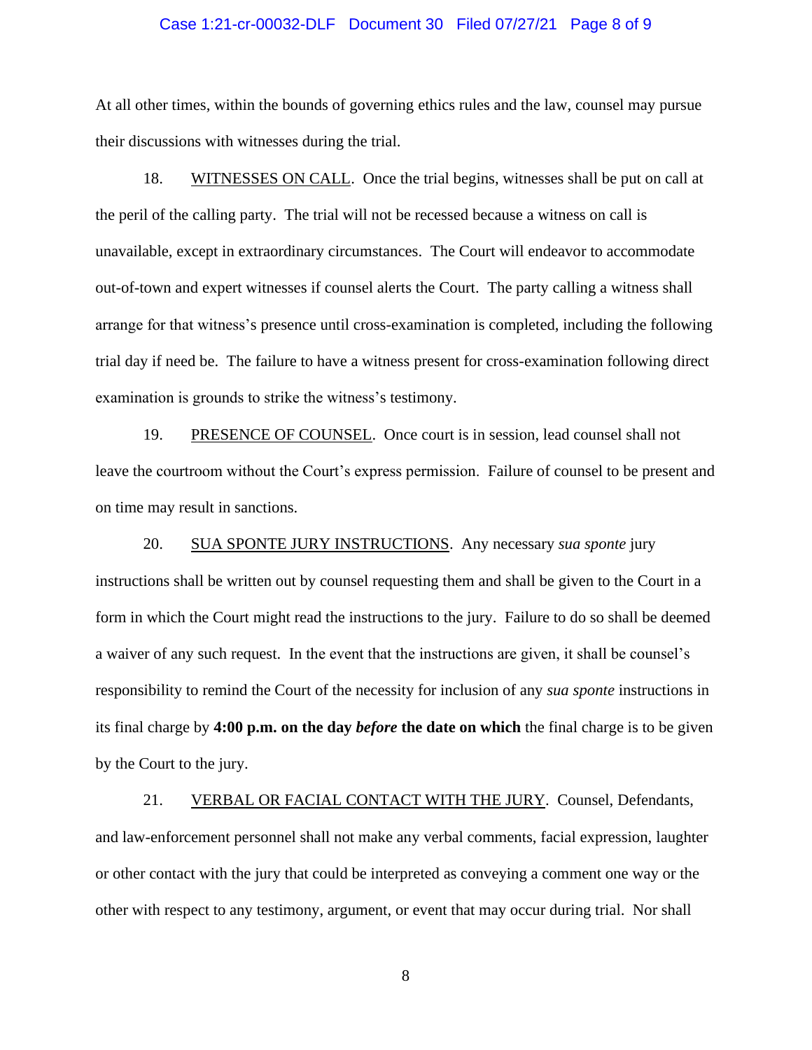At all other times, within the bounds of governing ethics rules and the law, counsel may pursue their discussions with witnesses during the trial.

18. WITNESSES ON CALL. Once the trial begins, witnesses shall be put on call at the peril of the calling party. The trial will not be recessed because a witness on call is unavailable, except in extraordinary circumstances. The Court will endeavor to accommodate out-of-town and expert witnesses if counsel alerts the Court. The party calling a witness shall arrange for that witness's presence until cross-examination is completed, including the following trial day if need be. The failure to have a witness present for cross-examination following direct examination is grounds to strike the witness's testimony.

19. PRESENCE OF COUNSEL. Once court is in session, lead counsel shall not leave the courtroom without the Court's express permission. Failure of counsel to be present and on time may result in sanctions.

20. SUA SPONTE JURY INSTRUCTIONS. Any necessary *sua sponte* jury instructions shall be written out by counsel requesting them and shall be given to the Court in a form in which the Court might read the instructions to the jury. Failure to do so shall be deemed a waiver of any such request. In the event that the instructions are given, it shall be counsel's responsibility to remind the Court of the necessity for inclusion of any *sua sponte* instructions in its final charge by **4:00 p.m. on the day *before* the date on which** the final charge is to be given by the Court to the jury.

21. VERBAL OR FACIAL CONTACT WITH THE JURY. Counsel, Defendants, and law-enforcement personnel shall not make any verbal comments, facial expression, laughter or other contact with the jury that could be interpreted as conveying a comment one way or the other with respect to any testimony, argument, or event that may occur during trial. Nor shall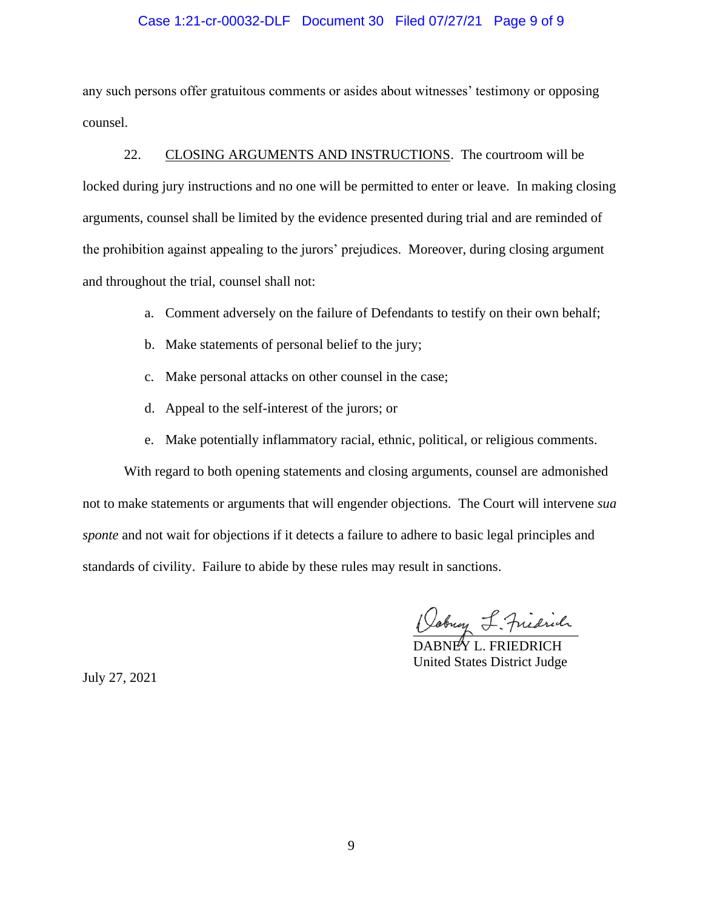any such persons offer gratuitous comments or asides about witnesses' testimony or opposing counsel.

22. CLOSING ARGUMENTS AND INSTRUCTIONS. The courtroom will be locked during jury instructions and no one will be permitted to enter or leave. In making closing arguments, counsel shall be limited by the evidence presented during trial and are reminded of the prohibition against appealing to the jurors' prejudices. Moreover, during closing argument and throughout the trial, counsel shall not:

a. Comment adversely on the failure of Defendants to testify on their own behalf;

b. Make statements of personal belief to the jury;

c. Make personal attacks on other counsel in the case;

d. Appeal to the self-interest of the jurors; or

e. Make potentially inflammatory racial, ethnic, political, or religious comments.

With regard to both opening statements and closing arguments, counsel are admonished not to make statements or arguments that will engender objections. The Court will intervene *sua sponte* and not wait for objections if it detects a failure to adhere to basic legal principles and standards of civility. Failure to abide by these rules may result in sanctions.

DABNEY L. FRIEDRICH
United States District Judge

July 27, 2021